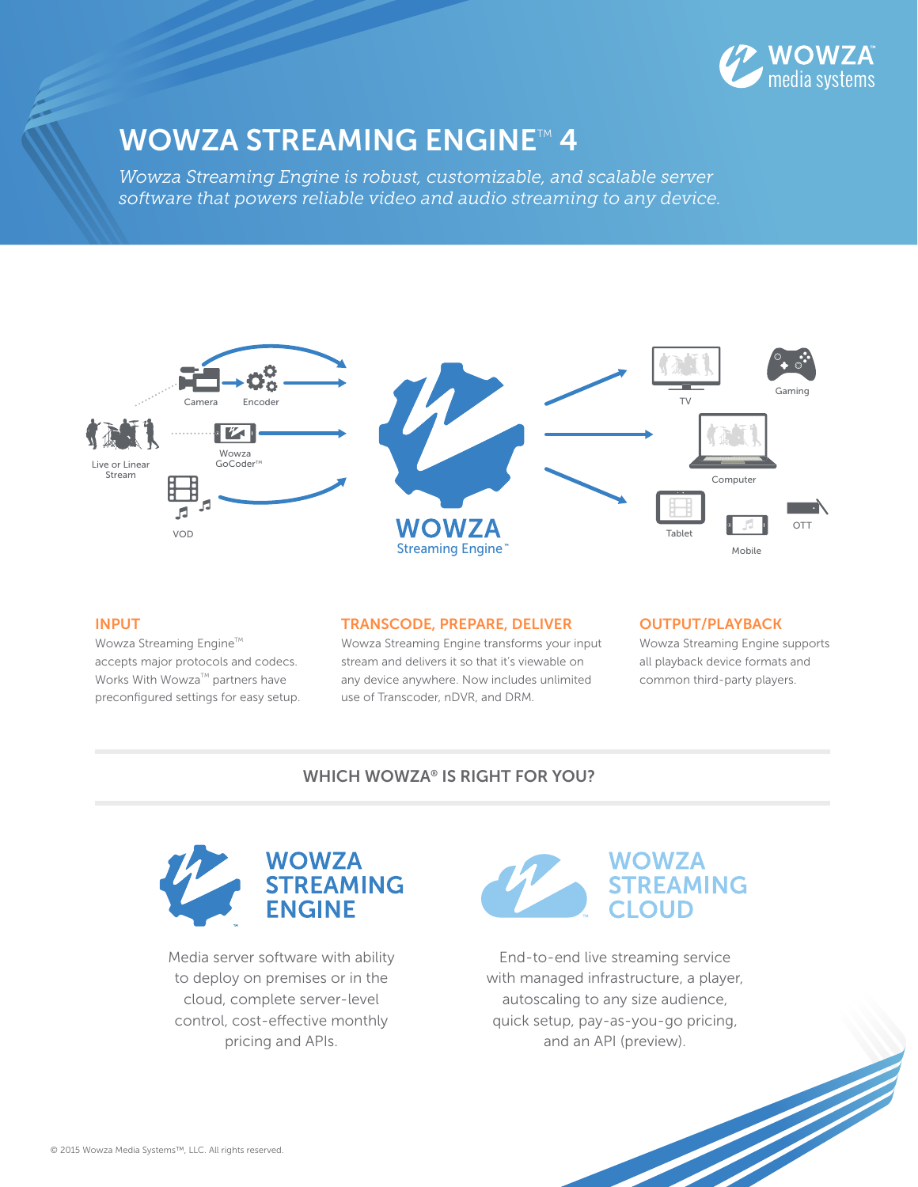# WOWZA STREAMING ENGINE™ 4

*Wowza Streaming Engine is robust, customizable, and scalable server software that powers reliable video and audio streaming to any device.*

Camera
Encoder
Live or Linear Stream
Wowza GoCoder™
VOD
WOWZA Streaming Engine™
TV
Gaming
Computer
Tablet
Mobile
OTT

## INPUT

Wowza Streaming Engine™ accepts major protocols and codecs. Works With Wowza™ partners have preconfigured settings for easy setup.

## TRANSCODE, PREPARE, DELIVER

Wowza Streaming Engine transforms your input stream and delivers it so that it's viewable on any device anywhere. Now includes unlimited use of Transcoder, nDVR, and DRM.

## OUTPUT/PLAYBACK

Wowza Streaming Engine supports all playback device formats and common third-party players.

## WHICH WOWZA® IS RIGHT FOR YOU?

### WOWZA STREAMING ENGINE

Media server software with ability to deploy on premises or in the cloud, complete server-level control, cost-effective monthly pricing and APIs.

### WOWZA STREAMING CLOUD

End-to-end live streaming service with managed infrastructure, a player, autoscaling to any size audience, quick setup, pay-as-you-go pricing, and an API (preview).

© 2015 Wowza Media Systems™, LLC. All rights reserved.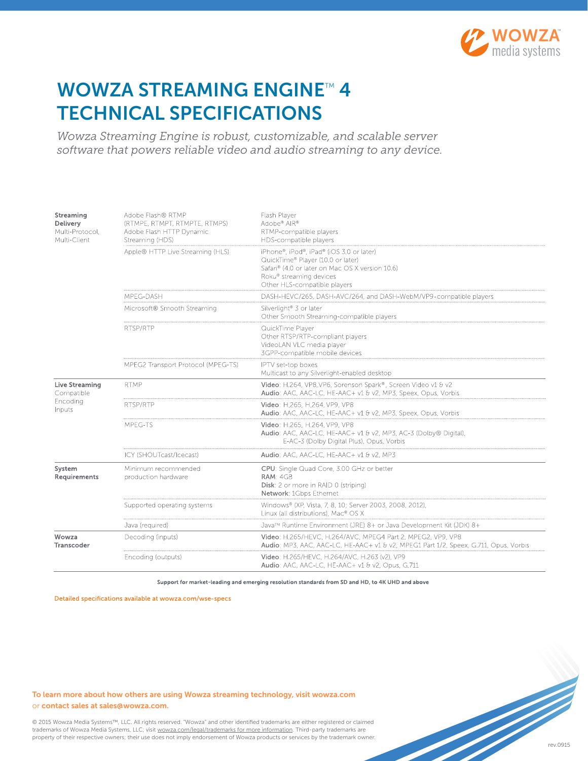# WOWZA STREAMING ENGINE™ 4 TECHNICAL SPECIFICATIONS

*Wowza Streaming Engine is robust, customizable, and scalable server software that powers reliable video and audio streaming to any device.*

| | | |
|---|---|---|
| **Streaming Delivery** Multi-Protocol, Multi-Client | Adobe Flash® RTMP (RTMPE, RTMPT, RTMPTE, RTMPS) Adobe Flash HTTP Dynamic Streaming (HDS) | Flash Player<br>Adobe® AIR®<br>RTMP-compatible players<br>HDS-compatible players |
| | Apple® HTTP Live Streaming (HLS) | iPhone®, iPod®, iPad® (iOS 3.0 or later)<br>QuickTime® Player (10.0 or later)<br>Safari® (4.0 or later on Mac OS X version 10.6)<br>Roku® streaming devices<br>Other HLS-compatible players |
| | MPEG-DASH | DASH-HEVC/265, DASH-AVC/264, and DASH-WebM/VP9-compatible players |
| | Microsoft® Smooth Streaming | Silverlight® 3 or later<br>Other Smooth Streaming-compatible players |
| | RTSP/RTP | QuickTime Player<br>Other RTSP/RTP-compliant players<br>VideoLAN VLC media player<br>3GPP-compatible mobile devices |
| | MPEG2 Transport Protocol (MPEG-TS) | IPTV set-top boxes<br>Multicast to any Silverlight-enabled desktop |
| **Live Streaming** Compatible Encoding Inputs | RTMP | **Video**: H.264, VP8,VP6, Sorenson Spark®, Screen Video v1 & v2<br>**Audio**: AAC, AAC-LC, HE-AAC+ v1 & v2, MP3, Speex, Opus, Vorbis |
| | RTSP/RTP | **Video**: H.265, H.264, VP9, VP8<br>**Audio**: AAC, AAC-LC, HE-AAC+ v1 & v2, MP3, Speex, Opus, Vorbis |
| | MPEG-TS | **Video**: H.265, H.264, VP9, VP8<br>**Audio**: AAC, AAC-LC, HE-AAC+ v1 & v2, MP3, AC-3 (Dolby® Digital), E-AC-3 (Dolby Digital Plus), Opus, Vorbis |
| | ICY (SHOUTcast/Icecast) | **Audio**: AAC, AAC-LC, HE-AAC+ v1 & v2, MP3 |
| **System Requirements** | Minimum recommended production hardware | **CPU**: Single Quad Core, 3.00 GHz or better<br>**RAM**: 4GB<br>**Disk**: 2 or more in RAID 0 (striping)<br>**Network**: 1Gbps Ethernet |
| | Supported operating systems | Windows® (XP, Vista, 7, 8, 10; Server 2003, 2008, 2012),<br>Linux (all distributions), Mac® OS X |
| | Java (required) | Java™ Runtime Environment (JRE) 8+ or Java Development Kit (JDK) 8+ |
| **Wowza Transcoder** | Decoding (inputs) | **Video**: H.265/HEVC, H.264/AVC, MPEG4 Part 2, MPEG2, VP9, VP8<br>**Audio**: MP3, AAC, AAC-LC, HE-AAC+ v1 & v2, MPEG1 Part 1/2, Speex, G.711, Opus, Vorbis |
| | Encoding (outputs) | **Video**: H.265/HEVC, H.264/AVC, H.263 (v2), VP9<br>**Audio**: AAC, AAC-LC, HE-AAC+ v1 & v2, Opus, G.711 |

**Support for market-leading and emerging resolution standards from SD and HD, to 4K UHD and above**

Detailed specifications available at wowza.com/wse-specs

**To learn more about how others are using Wowza streaming technology, visit wowza.com** or **contact sales at sales@wowza.com.**

© 2015 Wowza Media Systems™, LLC. All rights reserved. "Wowza" and other identified trademarks are either registered or claimed trademarks of Wowza Media Systems, LLC; visit wowza.com/legal/trademarks for more information. Third-party trademarks are property of their respective owners; their use does not imply endorsement of Wowza products or services by the trademark owner.

rev.0915